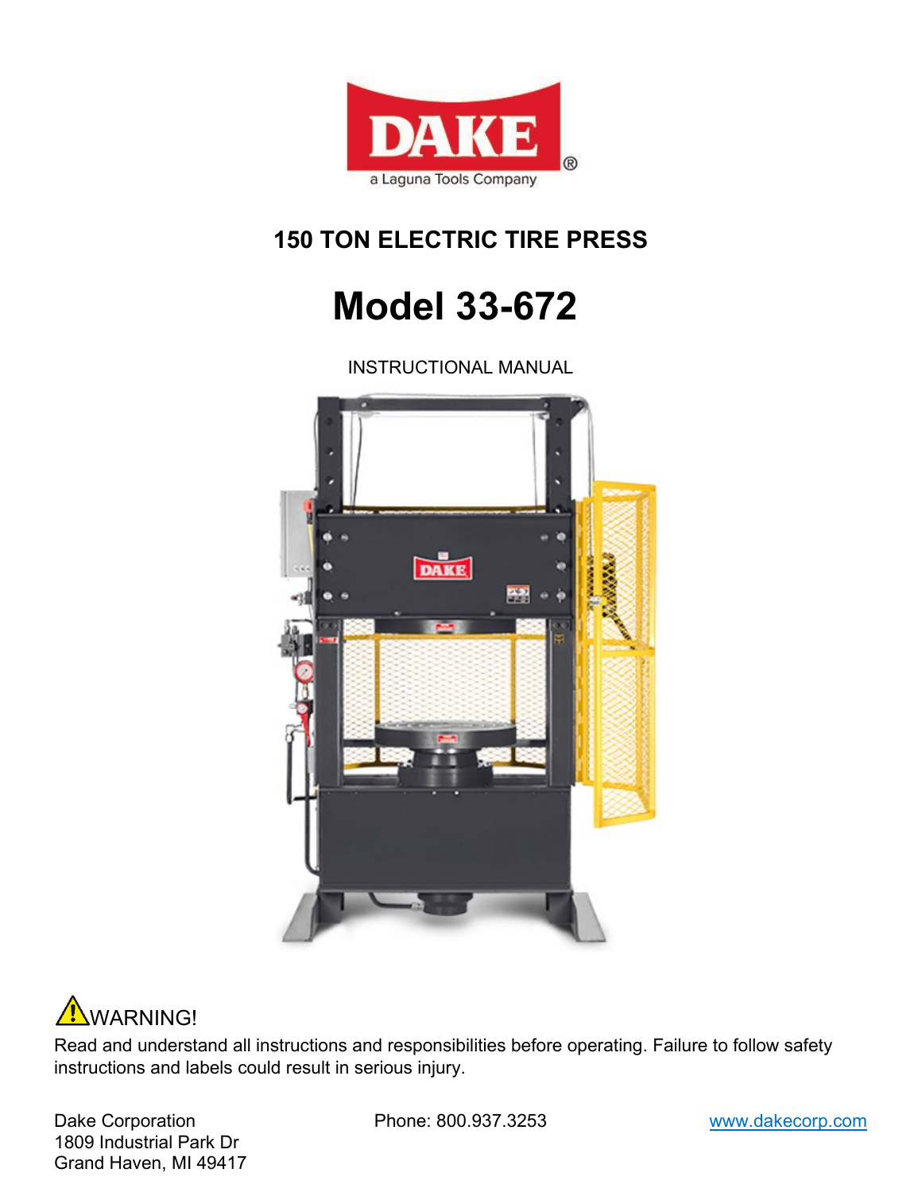DAKE®

a Laguna Tools Company

# 150 TON ELECTRIC TIRE PRESS

# Model 33-672

INSTRUCTIONAL MANUAL

⚠WARNING!

Read and understand all instructions and responsibilities before operating. Failure to follow safety instructions and labels could result in serious injury.

Dake Corporation
1809 Industrial Park Dr
Grand Haven, MI 49417

Phone: 800.937.3253

www.dakecorp.com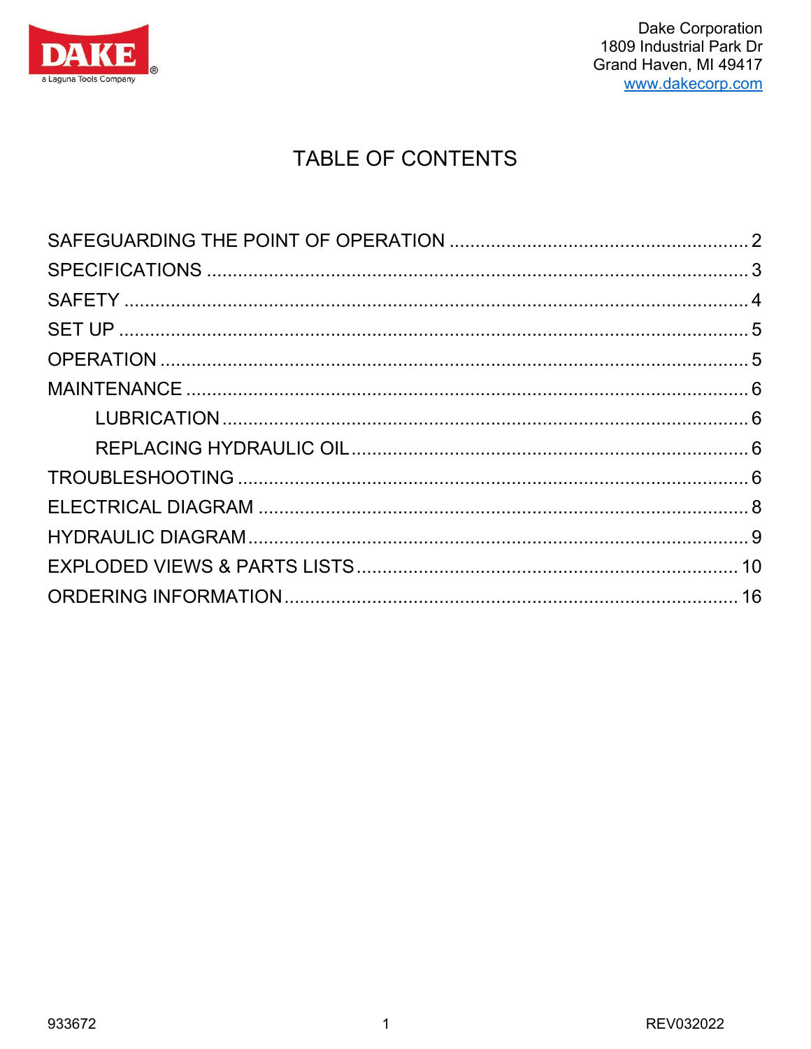Dake Corporation
1809 Industrial Park Dr
Grand Haven, MI 49417
www.dakecorp.com

# TABLE OF CONTENTS

SAFEGUARDING THE POINT OF OPERATION .......... 2
SPECIFICATIONS .......... 3
SAFETY .......... 4
SET UP .......... 5
OPERATION .......... 5
MAINTENANCE .......... 6
- LUBRICATION .......... 6
- REPLACING HYDRAULIC OIL .......... 6

TROUBLESHOOTING .......... 6
ELECTRICAL DIAGRAM .......... 8
HYDRAULIC DIAGRAM .......... 9
EXPLODED VIEWS & PARTS LISTS .......... 10
ORDERING INFORMATION .......... 16

933672 REV032022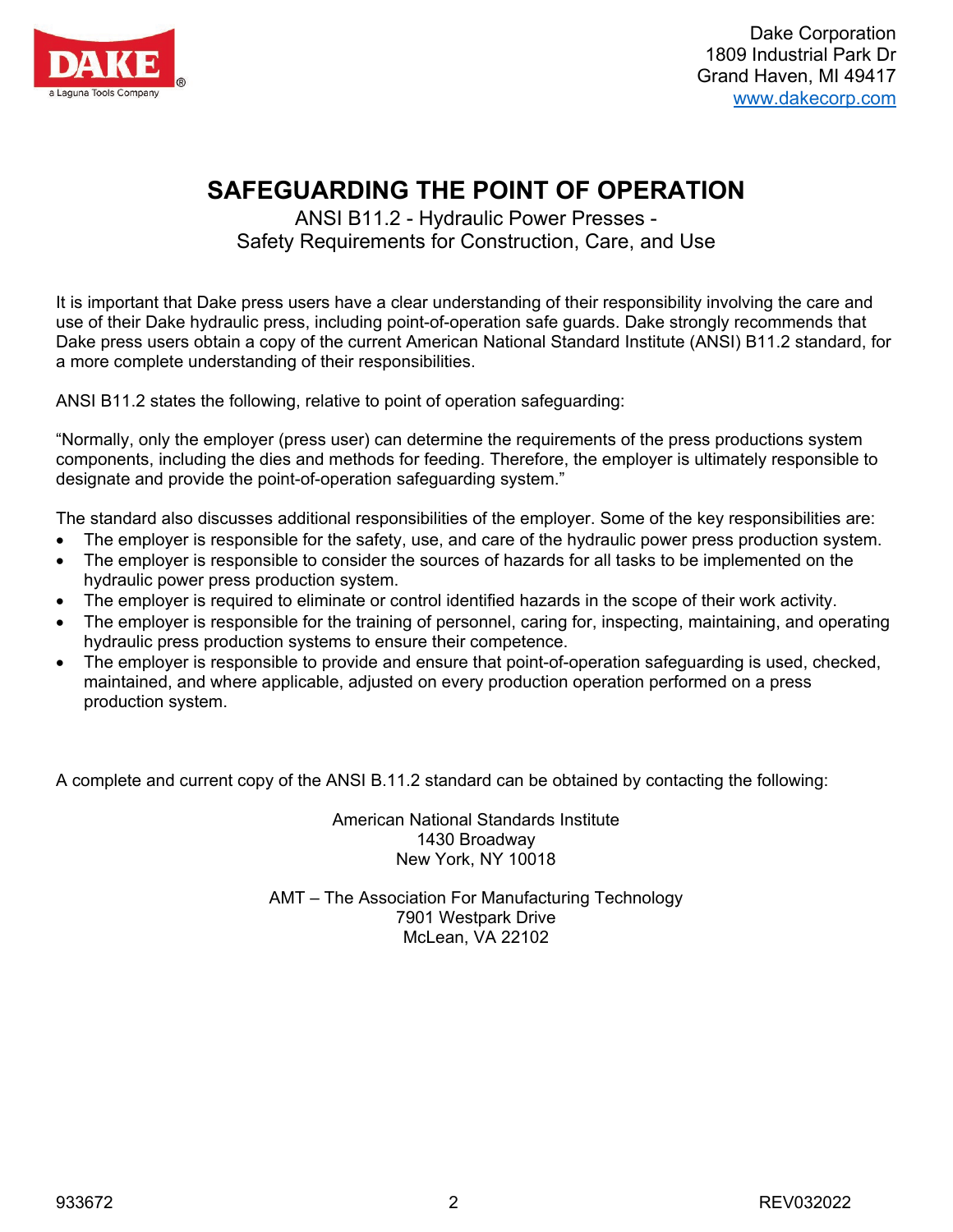Dake Corporation
1809 Industrial Park Dr
Grand Haven, MI 49417
www.dakecorp.com

# SAFEGUARDING THE POINT OF OPERATION

ANSI B11.2 - Hydraulic Power Presses -
Safety Requirements for Construction, Care, and Use

It is important that Dake press users have a clear understanding of their responsibility involving the care and use of their Dake hydraulic press, including point-of-operation safe guards. Dake strongly recommends that Dake press users obtain a copy of the current American National Standard Institute (ANSI) B11.2 standard, for a more complete understanding of their responsibilities.

ANSI B11.2 states the following, relative to point of operation safeguarding:

"Normally, only the employer (press user) can determine the requirements of the press productions system components, including the dies and methods for feeding. Therefore, the employer is ultimately responsible to designate and provide the point-of-operation safeguarding system."

The standard also discusses additional responsibilities of the employer. Some of the key responsibilities are:

- The employer is responsible for the safety, use, and care of the hydraulic power press production system.
- The employer is responsible to consider the sources of hazards for all tasks to be implemented on the hydraulic power press production system.
- The employer is required to eliminate or control identified hazards in the scope of their work activity.
- The employer is responsible for the training of personnel, caring for, inspecting, maintaining, and operating hydraulic press production systems to ensure their competence.
- The employer is responsible to provide and ensure that point-of-operation safeguarding is used, checked, maintained, and where applicable, adjusted on every production operation performed on a press production system.

A complete and current copy of the ANSI B.11.2 standard can be obtained by contacting the following:

American National Standards Institute
1430 Broadway
New York, NY 10018

AMT – The Association For Manufacturing Technology
7901 Westpark Drive
McLean, VA 22102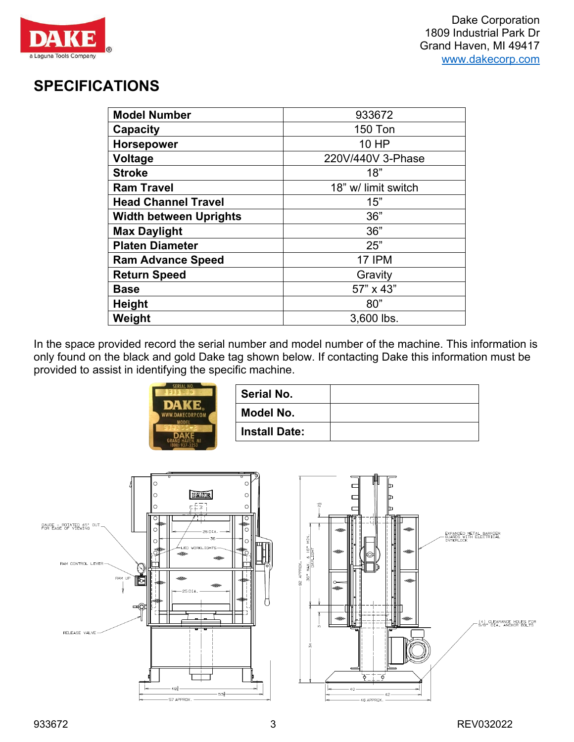## SPECIFICATIONS

| **Model Number** | 933672 |
|---|---|
| **Capacity** | 150 Ton |
| **Horsepower** | 10 HP |
| **Voltage** | 220V/440V 3-Phase |
| **Stroke** | 18” |
| **Ram Travel** | 18” w/ limit switch |
| **Head Channel Travel** | 15” |
| **Width between Uprights** | 36” |
| **Max Daylight** | 36” |
| **Platen Diameter** | 25” |
| **Ram Advance Speed** | 17 IPM |
| **Return Speed** | Gravity |
| **Base** | 57” x 43” |
| **Height** | 80” |
| **Weight** | 3,600 lbs. |

In the space provided record the serial number and model number of the machine. This information is only found on the black and gold Dake tag shown below. If contacting Dake this information must be provided to assist in identifying the specific machine.

| **Serial No.** | |
|---|---|
| **Model No.** | |
| **Install Date:** | |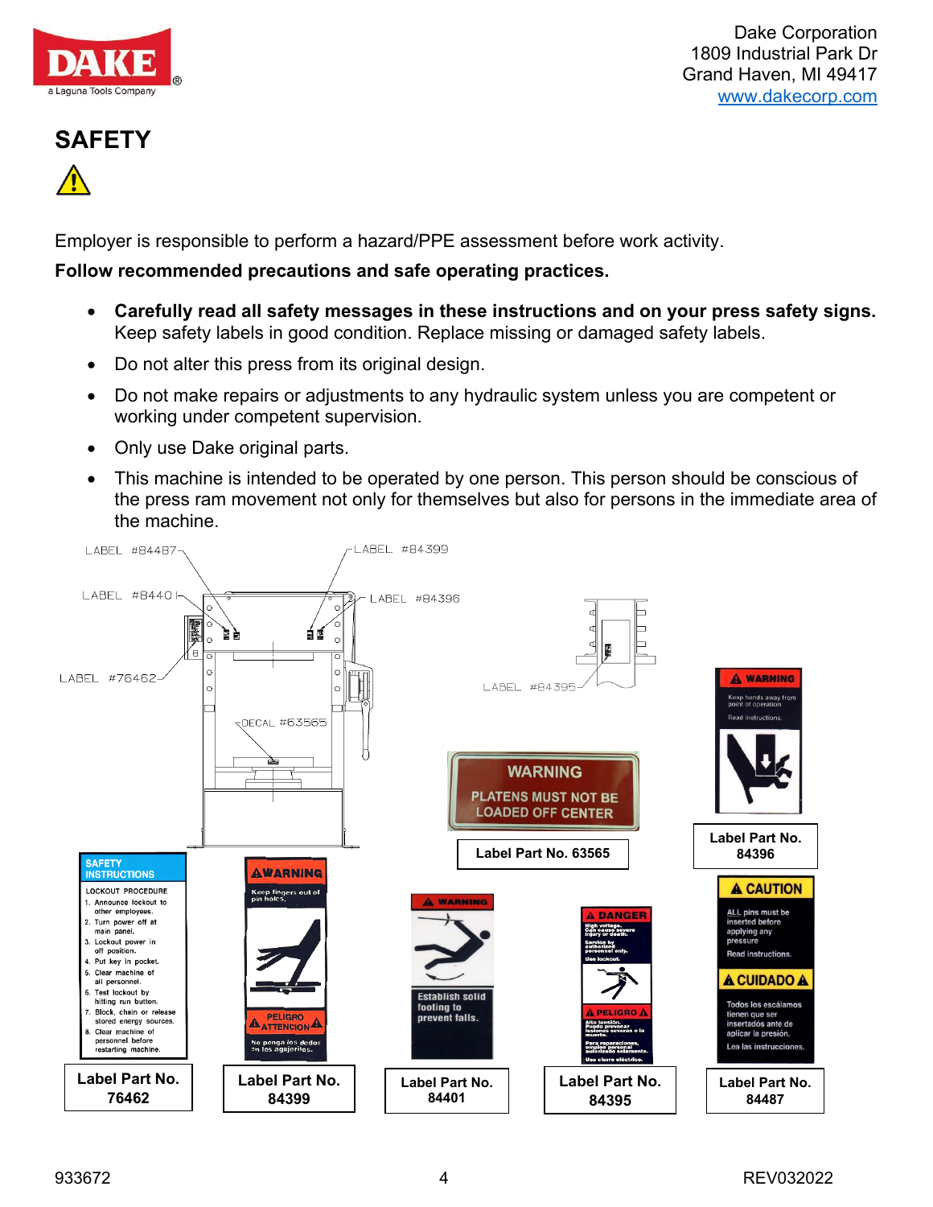Dake Corporation
1809 Industrial Park Dr
Grand Haven, MI 49417
www.dakecorp.com

# SAFETY

Employer is responsible to perform a hazard/PPE assessment before work activity.

**Follow recommended precautions and safe operating practices.**

- **Carefully read all safety messages in these instructions and on your press safety signs.** Keep safety labels in good condition. Replace missing or damaged safety labels.
- Do not alter this press from its original design.
- Do not make repairs or adjustments to any hydraulic system unless you are competent or working under competent supervision.
- Only use Dake original parts.
- This machine is intended to be operated by one person. This person should be conscious of the press ram movement not only for themselves but also for persons in the immediate area of the machine.

LABEL #84487
LABEL #84399
LABEL #84401
LABEL #84396
LABEL #76462
DECAL #63565
LABEL #84395

WARNING
PLATENS MUST NOT BE LOADED OFF CENTER

Label Part No. 63565

WARNING
Keep hands away from point of operation.
Read instructions.

Label Part No. 84396

SAFETY INSTRUCTIONS
LOCKOUT PROCEDURE
1. Announce lockout to other employees.
2. Turn power off at main panel.
3. Lockout power in off position.
4. Put key in pocket.
5. Clear machine of all personnel.
6. Test lockout by hitting run button.
7. Block, chain or release stored energy sources.
8. Clear machine of personnel before restarting machine.

Label Part No. 76462

WARNING
Keep fingers out of pin holes.
PELIGRO ATENCION
No ponga los dedos en los agujeritos.

Label Part No. 84399

WARNING
Establish solid footing to prevent falls.

Label Part No. 84401

DANGER
High voltage. Can cause severe injury or death.
Service by authorized personnel only.
Use lockout.
PELIGRO
Alta tensión. Puede provocar lesiones severas o la muerte.
Para reparaciones, emplee personal autorizado solamente.
Use cierre eléctrico.

Label Part No. 84395

CAUTION
ALL pins must be inserted before applying any pressure
Read instructions.
CUIDADO
Todos los escálamos tienen que ser insertados ante de aplicar la presión.
Lea las instrucciones.

Label Part No. 84487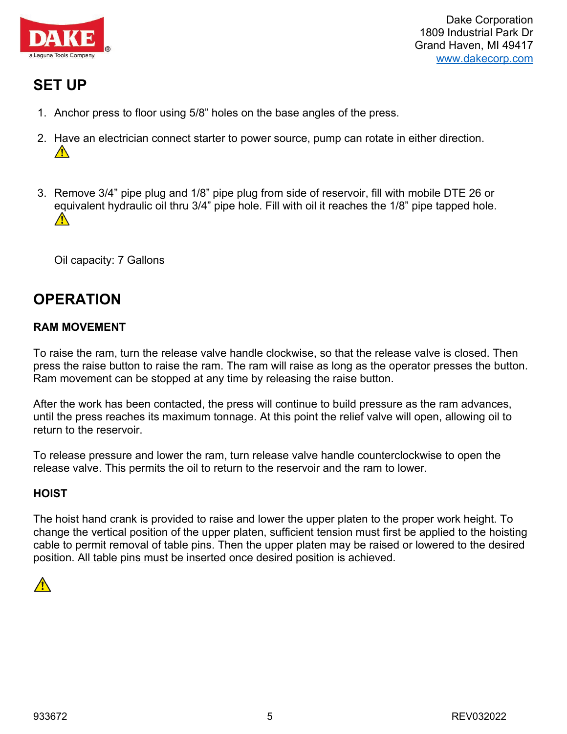## SET UP

1. Anchor press to floor using 5/8" holes on the base angles of the press.
2. Have an electrician connect starter to power source, pump can rotate in either direction.
   ⚠
3. Remove 3/4" pipe plug and 1/8" pipe plug from side of reservoir, fill with mobile DTE 26 or equivalent hydraulic oil thru 3/4" pipe hole. Fill with oil it reaches the 1/8" pipe tapped hole.
   ⚠

   Oil capacity: 7 Gallons

## OPERATION

### RAM MOVEMENT

To raise the ram, turn the release valve handle clockwise, so that the release valve is closed. Then press the raise button to raise the ram. The ram will raise as long as the operator presses the button. Ram movement can be stopped at any time by releasing the raise button.

After the work has been contacted, the press will continue to build pressure as the ram advances, until the press reaches its maximum tonnage. At this point the relief valve will open, allowing oil to return to the reservoir.

To release pressure and lower the ram, turn release valve handle counterclockwise to open the release valve. This permits the oil to return to the reservoir and the ram to lower.

### HOIST

The hoist hand crank is provided to raise and lower the upper platen to the proper work height. To change the vertical position of the upper platen, sufficient tension must first be applied to the hoisting cable to permit removal of table pins. Then the upper platen may be raised or lowered to the desired position. <u>All table pins must be inserted once desired position is achieved</u>.

⚠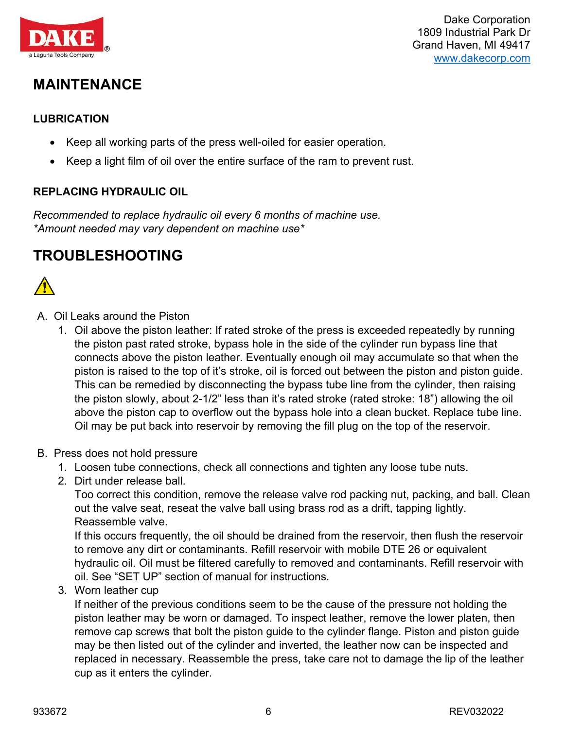## MAINTENANCE

### LUBRICATION

- Keep all working parts of the press well-oiled for easier operation.
- Keep a light film of oil over the entire surface of the ram to prevent rust.

### REPLACING HYDRAULIC OIL

*Recommended to replace hydraulic oil every 6 months of machine use.*
**Amount needed may vary dependent on machine use**

## TROUBLESHOOTING

A. Oil Leaks around the Piston
   1. Oil above the piston leather: If rated stroke of the press is exceeded repeatedly by running the piston past rated stroke, bypass hole in the side of the cylinder run bypass line that connects above the piston leather. Eventually enough oil may accumulate so that when the piston is raised to the top of it's stroke, oil is forced out between the piston and piston guide. This can be remedied by disconnecting the bypass tube line from the cylinder, then raising the piston slowly, about 2-1/2" less than it's rated stroke (rated stroke: 18") allowing the oil above the piston cap to overflow out the bypass hole into a clean bucket. Replace tube line. Oil may be put back into reservoir by removing the fill plug on the top of the reservoir.

B. Press does not hold pressure
   1. Loosen tube connections, check all connections and tighten any loose tube nuts.
   2. Dirt under release ball.
      Too correct this condition, remove the release valve rod packing nut, packing, and ball. Clean out the valve seat, reseat the valve ball using brass rod as a drift, tapping lightly. Reassemble valve.
      If this occurs frequently, the oil should be drained from the reservoir, then flush the reservoir to remove any dirt or contaminants. Refill reservoir with mobile DTE 26 or equivalent hydraulic oil. Oil must be filtered carefully to removed and contaminants. Refill reservoir with oil. See "SET UP" section of manual for instructions.
   3. Worn leather cup
      If neither of the previous conditions seem to be the cause of the pressure not holding the piston leather may be worn or damaged. To inspect leather, remove the lower platen, then remove cap screws that bolt the piston guide to the cylinder flange. Piston and piston guide may be then listed out of the cylinder and inverted, the leather now can be inspected and replaced in necessary. Reassemble the press, take care not to damage the lip of the leather cup as it enters the cylinder.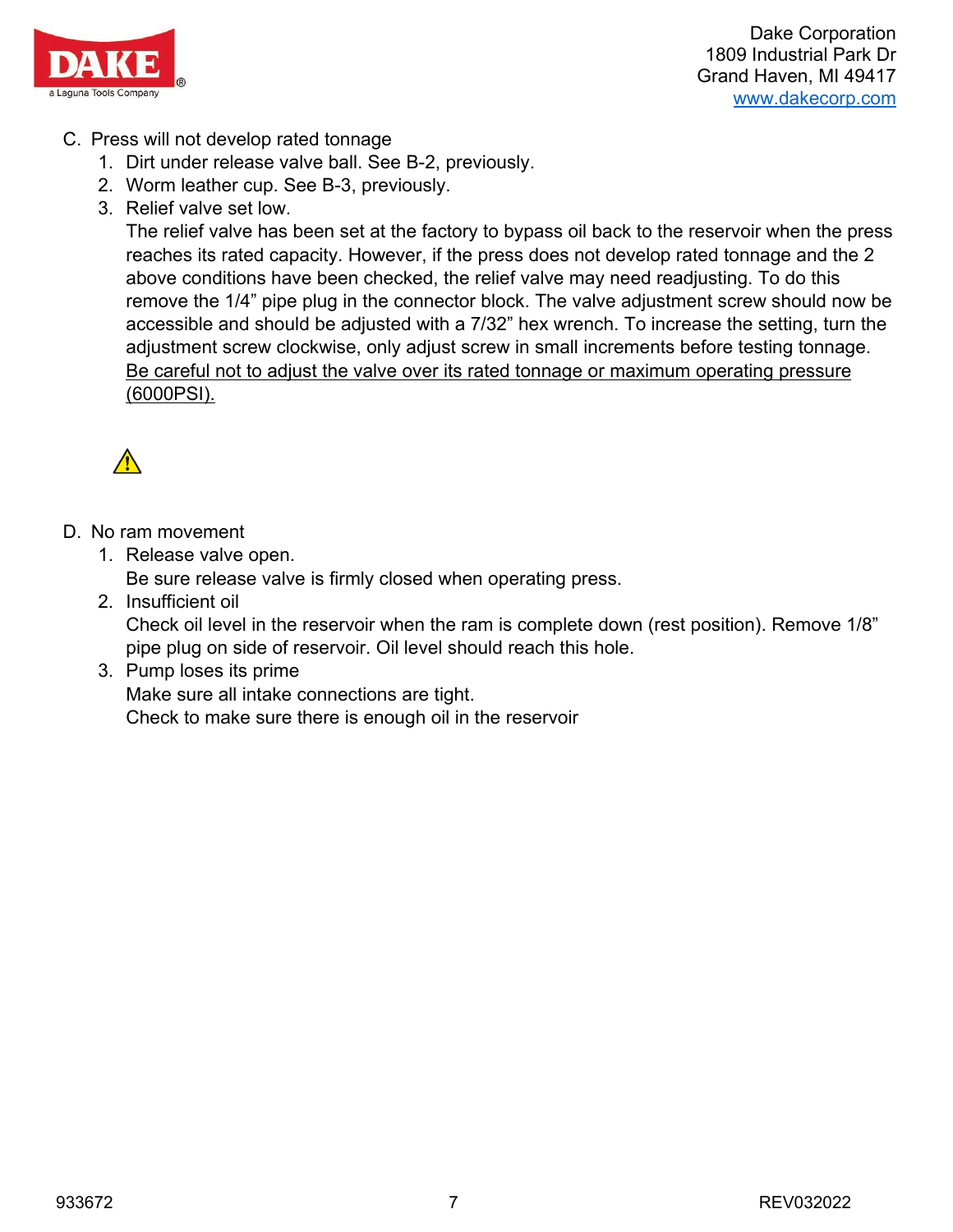C. Press will not develop rated tonnage

1. Dirt under release valve ball. See B-2, previously.
2. Worm leather cup. See B-3, previously.
3. Relief valve set low.
   The relief valve has been set at the factory to bypass oil back to the reservoir when the press reaches its rated capacity. However, if the press does not develop rated tonnage and the 2 above conditions have been checked, the relief valve may need readjusting. To do this remove the 1/4" pipe plug in the connector block. The valve adjustment screw should now be accessible and should be adjusted with a 7/32" hex wrench. To increase the setting, turn the adjustment screw clockwise, only adjust screw in small increments before testing tonnage. Be careful not to adjust the valve over its rated tonnage or maximum operating pressure (6000PSI).

⚠

D. No ram movement

1. Release valve open.
   Be sure release valve is firmly closed when operating press.
2. Insufficient oil
   Check oil level in the reservoir when the ram is complete down (rest position). Remove 1/8" pipe plug on side of reservoir. Oil level should reach this hole.
3. Pump loses its prime
   Make sure all intake connections are tight.
   Check to make sure there is enough oil in the reservoir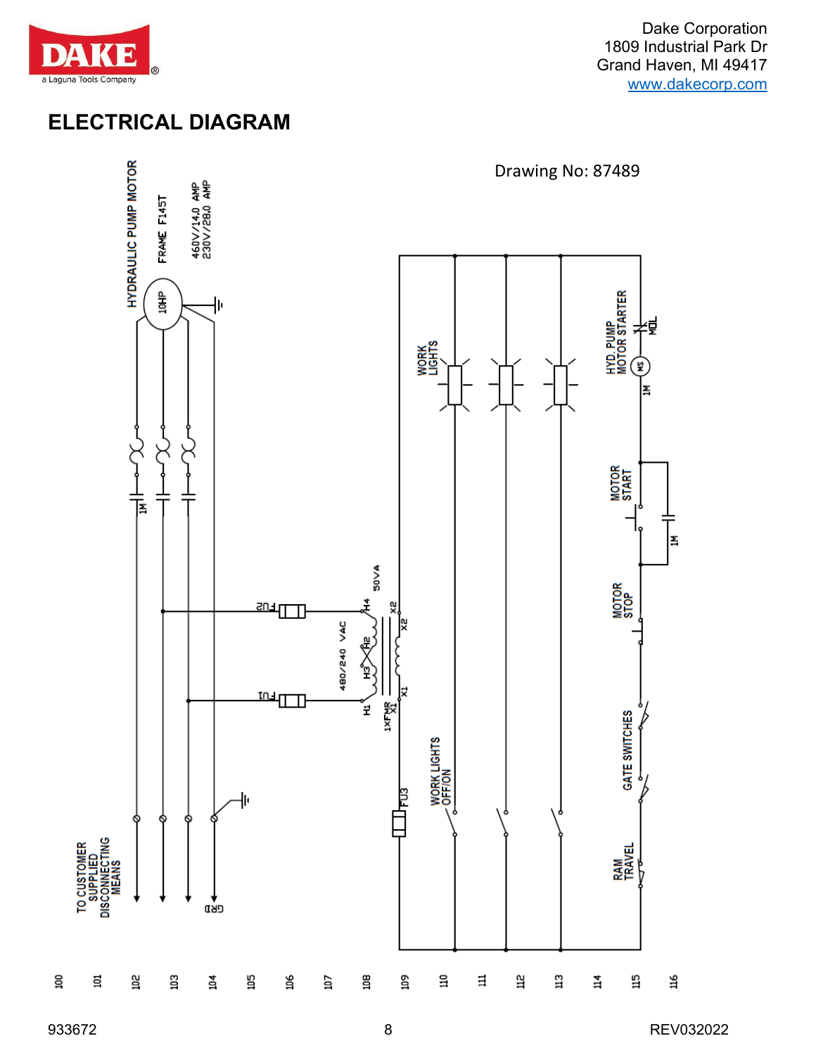# ELECTRICAL DIAGRAM

Drawing No: 87489

HYDRAULIC PUMP MOTOR

10HP

FRAME F145T

460V/14.0 AMP
230V/28.0 AMP

1M

TO CUSTOMER SUPPLIED DISCONNECTING MEANS

GRD

FU2

FU1

50VA

480/240 VAC

H1 H3 H2 H4

X1 X2

1XFMR

FU3

WORK LIGHTS

WORK LIGHTS OFF/ON

HYD. PUMP MOTOR STARTER

MS

MOL

1M

MOTOR START

1M

MOTOR STOP

GATE SWITCHES

RAM TRAVEL

100 101 102 103 104 105 106 107 108 109 110 111 112 113 114 115 116

933672

REV032022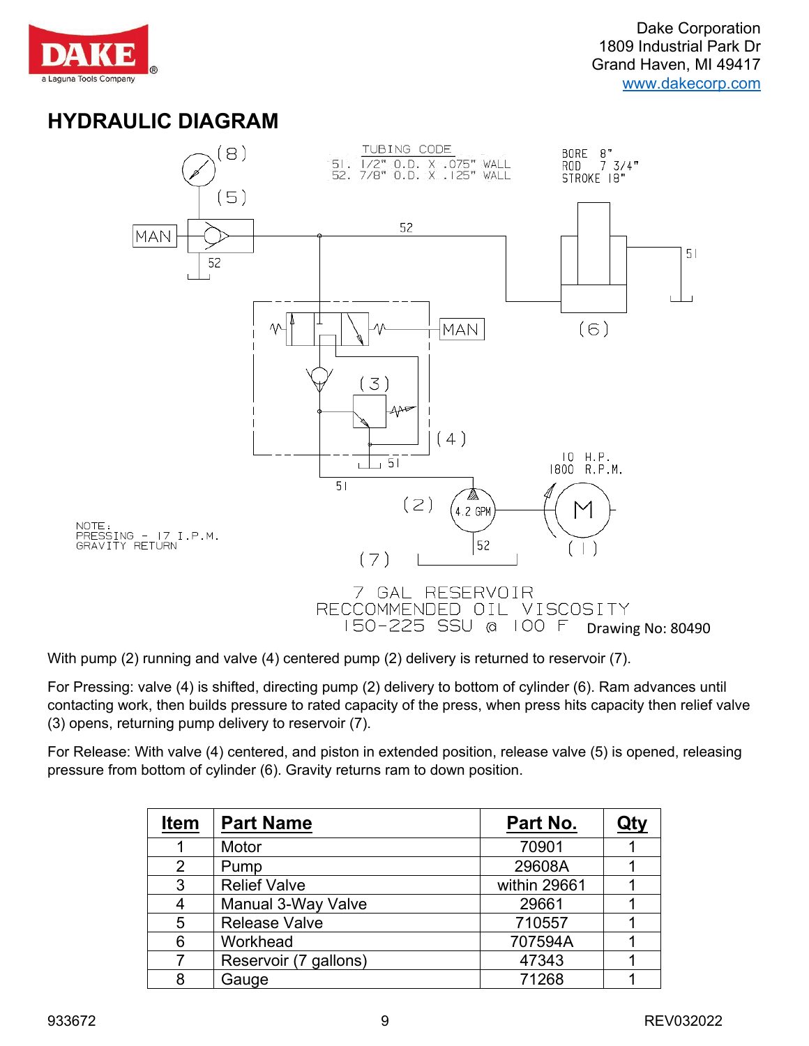Dake Corporation
1809 Industrial Park Dr
Grand Haven, MI 49417
www.dakecorp.com

## HYDRAULIC DIAGRAM

TUBING CODE
51. 1/2" O.D. X .075" WALL
52. 7/8" O.D. X .125" WALL

BORE 8"
ROD 7 3/4"
STROKE 18"

10 H.P.
1800 R.P.M.

4.2 GPM

NOTE:
PRESSING - 17 I.P.M.
GRAVITY RETURN

7 GAL RESERVOIR
RECCOMMENDED OIL VISCOSITY
150-225 SSU @ 100 F

Drawing No: 80490

With pump (2) running and valve (4) centered pump (2) delivery is returned to reservoir (7).

For Pressing: valve (4) is shifted, directing pump (2) delivery to bottom of cylinder (6). Ram advances until contacting work, then builds pressure to rated capacity of the press, when press hits capacity then relief valve (3) opens, returning pump delivery to reservoir (7).

For Release: With valve (4) centered, and piston in extended position, release valve (5) is opened, releasing pressure from bottom of cylinder (6). Gravity returns ram to down position.

| Item | Part Name | Part No. | Qty |
|---|---|---|---|
| 1 | Motor | 70901 | 1 |
| 2 | Pump | 29608A | 1 |
| 3 | Relief Valve | within 29661 | 1 |
| 4 | Manual 3-Way Valve | 29661 | 1 |
| 5 | Release Valve | 710557 | 1 |
| 6 | Workhead | 707594A | 1 |
| 7 | Reservoir (7 gallons) | 47343 | 1 |
| 8 | Gauge | 71268 | 1 |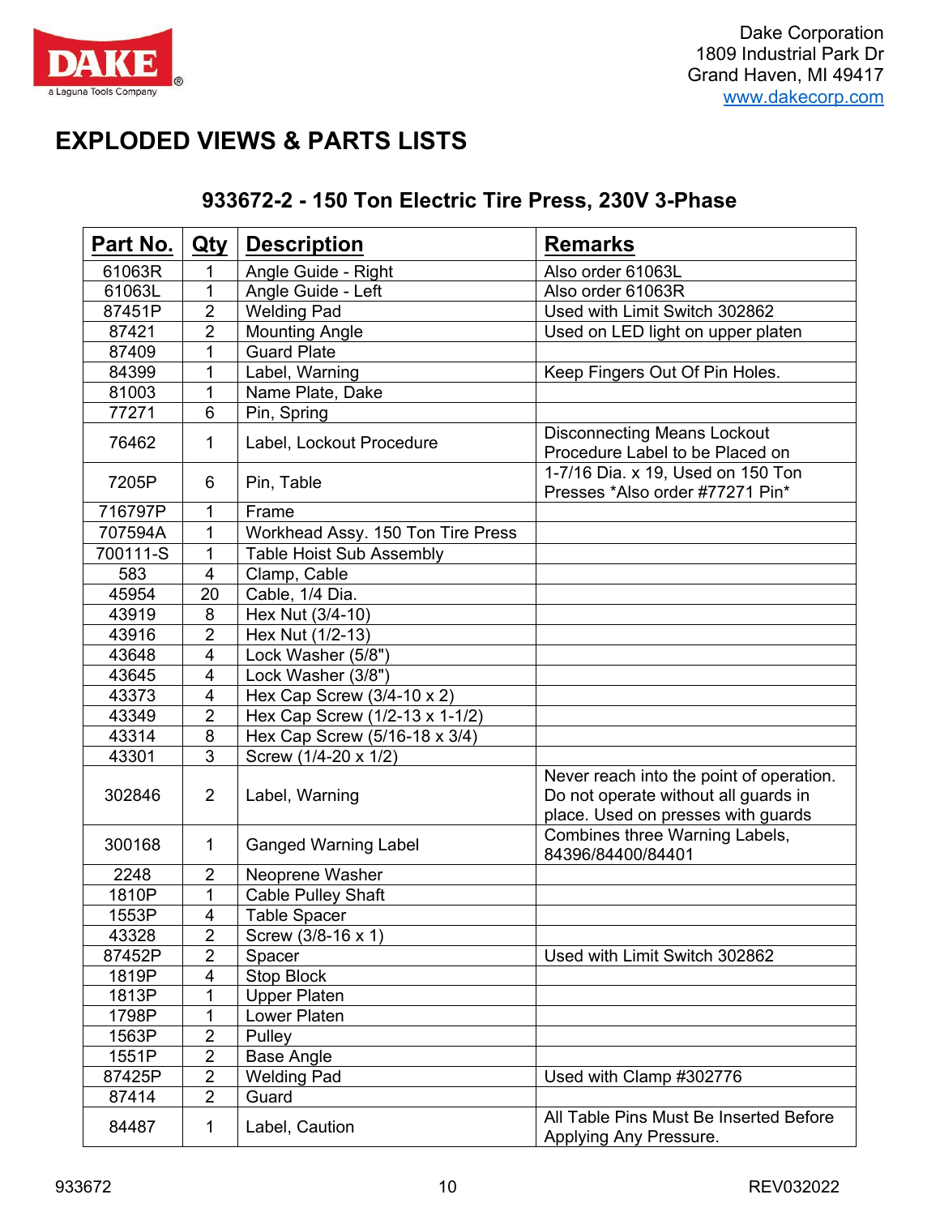# EXPLODED VIEWS & PARTS LISTS

## 933672-2 - 150 Ton Electric Tire Press, 230V 3-Phase

| Part No. | Qty | Description | Remarks |
|---|---|---|---|
| 61063R | 1 | Angle Guide - Right | Also order 61063L |
| 61063L | 1 | Angle Guide - Left | Also order 61063R |
| 87451P | 2 | Welding Pad | Used with Limit Switch 302862 |
| 87421 | 2 | Mounting Angle | Used on LED light on upper platen |
| 87409 | 1 | Guard Plate | |
| 84399 | 1 | Label, Warning | Keep Fingers Out Of Pin Holes. |
| 81003 | 1 | Name Plate, Dake | |
| 77271 | 6 | Pin, Spring | |
| 76462 | 1 | Label, Lockout Procedure | Disconnecting Means Lockout Procedure Label to be Placed on |
| 7205P | 6 | Pin, Table | 1-7/16 Dia. x 19, Used on 150 Ton Presses *Also order #77271 Pin* |
| 716797P | 1 | Frame | |
| 707594A | 1 | Workhead Assy. 150 Ton Tire Press | |
| 700111-S | 1 | Table Hoist Sub Assembly | |
| 583 | 4 | Clamp, Cable | |
| 45954 | 20 | Cable, 1/4 Dia. | |
| 43919 | 8 | Hex Nut (3/4-10) | |
| 43916 | 2 | Hex Nut (1/2-13) | |
| 43648 | 4 | Lock Washer (5/8") | |
| 43645 | 4 | Lock Washer (3/8") | |
| 43373 | 4 | Hex Cap Screw (3/4-10 x 2) | |
| 43349 | 2 | Hex Cap Screw (1/2-13 x 1-1/2) | |
| 43314 | 8 | Hex Cap Screw (5/16-18 x 3/4) | |
| 43301 | 3 | Screw (1/4-20 x 1/2) | |
| 302846 | 2 | Label, Warning | Never reach into the point of operation. Do not operate without all guards in place. Used on presses with guards |
| 300168 | 1 | Ganged Warning Label | Combines three Warning Labels, 84396/84400/84401 |
| 2248 | 2 | Neoprene Washer | |
| 1810P | 1 | Cable Pulley Shaft | |
| 1553P | 4 | Table Spacer | |
| 43328 | 2 | Screw (3/8-16 x 1) | |
| 87452P | 2 | Spacer | Used with Limit Switch 302862 |
| 1819P | 4 | Stop Block | |
| 1813P | 1 | Upper Platen | |
| 1798P | 1 | Lower Platen | |
| 1563P | 2 | Pulley | |
| 1551P | 2 | Base Angle | |
| 87425P | 2 | Welding Pad | Used with Clamp #302776 |
| 87414 | 2 | Guard | |
| 84487 | 1 | Label, Caution | All Table Pins Must Be Inserted Before Applying Any Pressure. |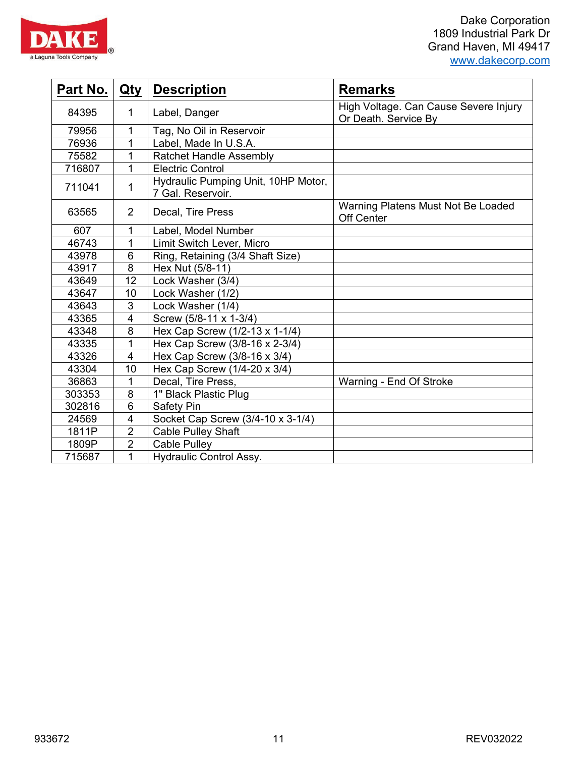Dake Corporation
1809 Industrial Park Dr
Grand Haven, MI 49417
www.dakecorp.com

| Part No. | Qty | Description | Remarks |
|---|---|---|---|
| 84395 | 1 | Label, Danger | High Voltage. Can Cause Severe Injury Or Death. Service By |
| 79956 | 1 | Tag, No Oil in Reservoir | |
| 76936 | 1 | Label, Made In U.S.A. | |
| 75582 | 1 | Ratchet Handle Assembly | |
| 716807 | 1 | Electric Control | |
| 711041 | 1 | Hydraulic Pumping Unit, 10HP Motor, 7 Gal. Reservoir. | |
| 63565 | 2 | Decal, Tire Press | Warning Platens Must Not Be Loaded Off Center |
| 607 | 1 | Label, Model Number | |
| 46743 | 1 | Limit Switch Lever, Micro | |
| 43978 | 6 | Ring, Retaining (3/4 Shaft Size) | |
| 43917 | 8 | Hex Nut (5/8-11) | |
| 43649 | 12 | Lock Washer (3/4) | |
| 43647 | 10 | Lock Washer (1/2) | |
| 43643 | 3 | Lock Washer (1/4) | |
| 43365 | 4 | Screw (5/8-11 x 1-3/4) | |
| 43348 | 8 | Hex Cap Screw (1/2-13 x 1-1/4) | |
| 43335 | 1 | Hex Cap Screw (3/8-16 x 2-3/4) | |
| 43326 | 4 | Hex Cap Screw (3/8-16 x 3/4) | |
| 43304 | 10 | Hex Cap Screw (1/4-20 x 3/4) | |
| 36863 | 1 | Decal, Tire Press, | Warning - End Of Stroke |
| 303353 | 8 | 1" Black Plastic Plug | |
| 302816 | 6 | Safety Pin | |
| 24569 | 4 | Socket Cap Screw (3/4-10 x 3-1/4) | |
| 1811P | 2 | Cable Pulley Shaft | |
| 1809P | 2 | Cable Pulley | |
| 715687 | 1 | Hydraulic Control Assy. | |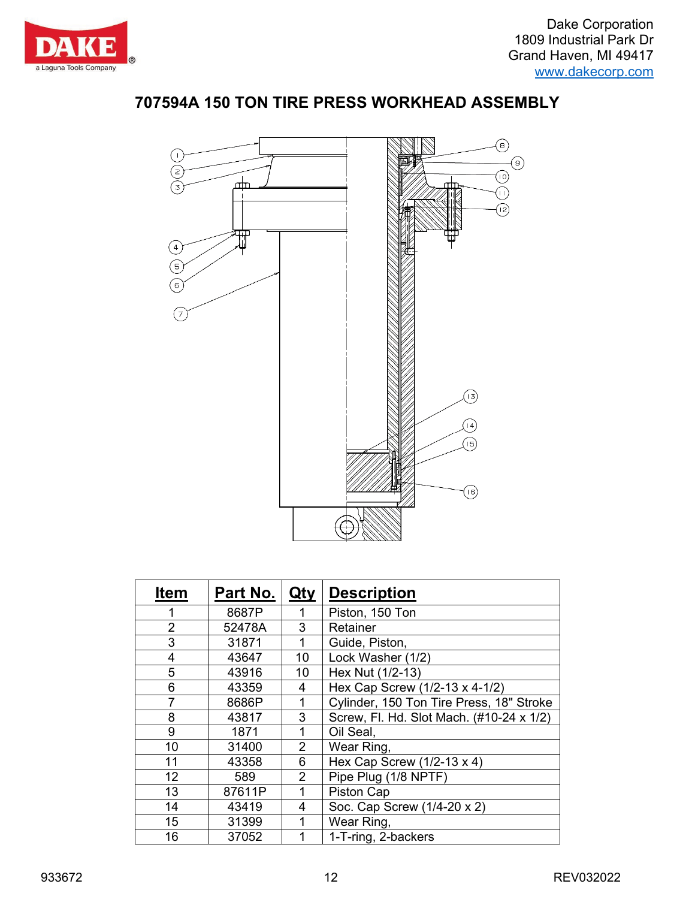Dake Corporation
1809 Industrial Park Dr
Grand Haven, MI 49417
www.dakecorp.com

# 707594A 150 TON TIRE PRESS WORKHEAD ASSEMBLY

| Item | Part No. | Qty | Description |
|---|---|---|---|
| 1 | 8687P | 1 | Piston, 150 Ton |
| 2 | 52478A | 3 | Retainer |
| 3 | 31871 | 1 | Guide, Piston, |
| 4 | 43647 | 10 | Lock Washer (1/2) |
| 5 | 43916 | 10 | Hex Nut (1/2-13) |
| 6 | 43359 | 4 | Hex Cap Screw (1/2-13 x 4-1/2) |
| 7 | 8686P | 1 | Cylinder, 150 Ton Tire Press, 18" Stroke |
| 8 | 43817 | 3 | Screw, Fl. Hd. Slot Mach. (#10-24 x 1/2) |
| 9 | 1871 | 1 | Oil Seal, |
| 10 | 31400 | 2 | Wear Ring, |
| 11 | 43358 | 6 | Hex Cap Screw (1/2-13 x 4) |
| 12 | 589 | 2 | Pipe Plug (1/8 NPTF) |
| 13 | 87611P | 1 | Piston Cap |
| 14 | 43419 | 4 | Soc. Cap Screw (1/4-20 x 2) |
| 15 | 31399 | 1 | Wear Ring, |
| 16 | 37052 | 1 | 1-T-ring, 2-backers |

933672 REV032022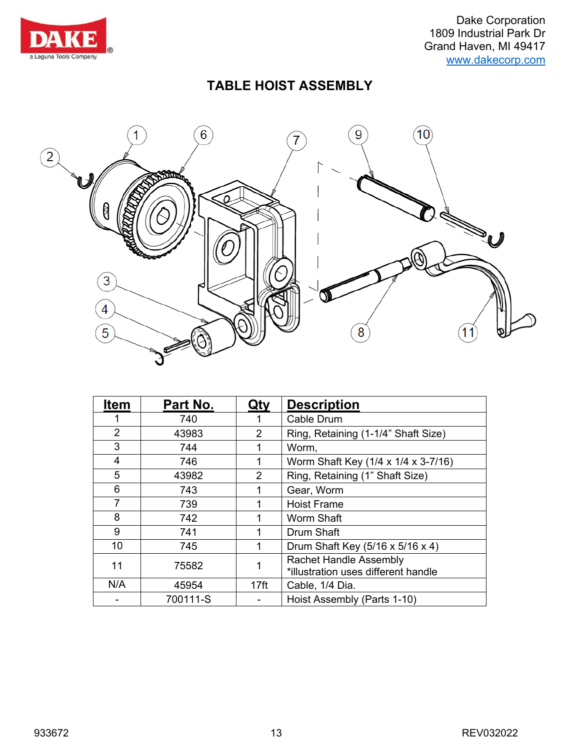# TABLE HOIST ASSEMBLY

| Item | Part No. | Qty | Description |
|---|---|---|---|
| 1 | 740 | 1 | Cable Drum |
| 2 | 43983 | 2 | Ring, Retaining (1-1/4" Shaft Size) |
| 3 | 744 | 1 | Worm, |
| 4 | 746 | 1 | Worm Shaft Key (1/4 x 1/4 x 3-7/16) |
| 5 | 43982 | 2 | Ring, Retaining (1" Shaft Size) |
| 6 | 743 | 1 | Gear, Worm |
| 7 | 739 | 1 | Hoist Frame |
| 8 | 742 | 1 | Worm Shaft |
| 9 | 741 | 1 | Drum Shaft |
| 10 | 745 | 1 | Drum Shaft Key (5/16 x 5/16 x 4) |
| 11 | 75582 | 1 | Rachet Handle Assembly *illustration uses different handle |
| N/A | 45954 | 17ft | Cable, 1/4 Dia. |
| - | 700111-S | - | Hoist Assembly (Parts 1-10) |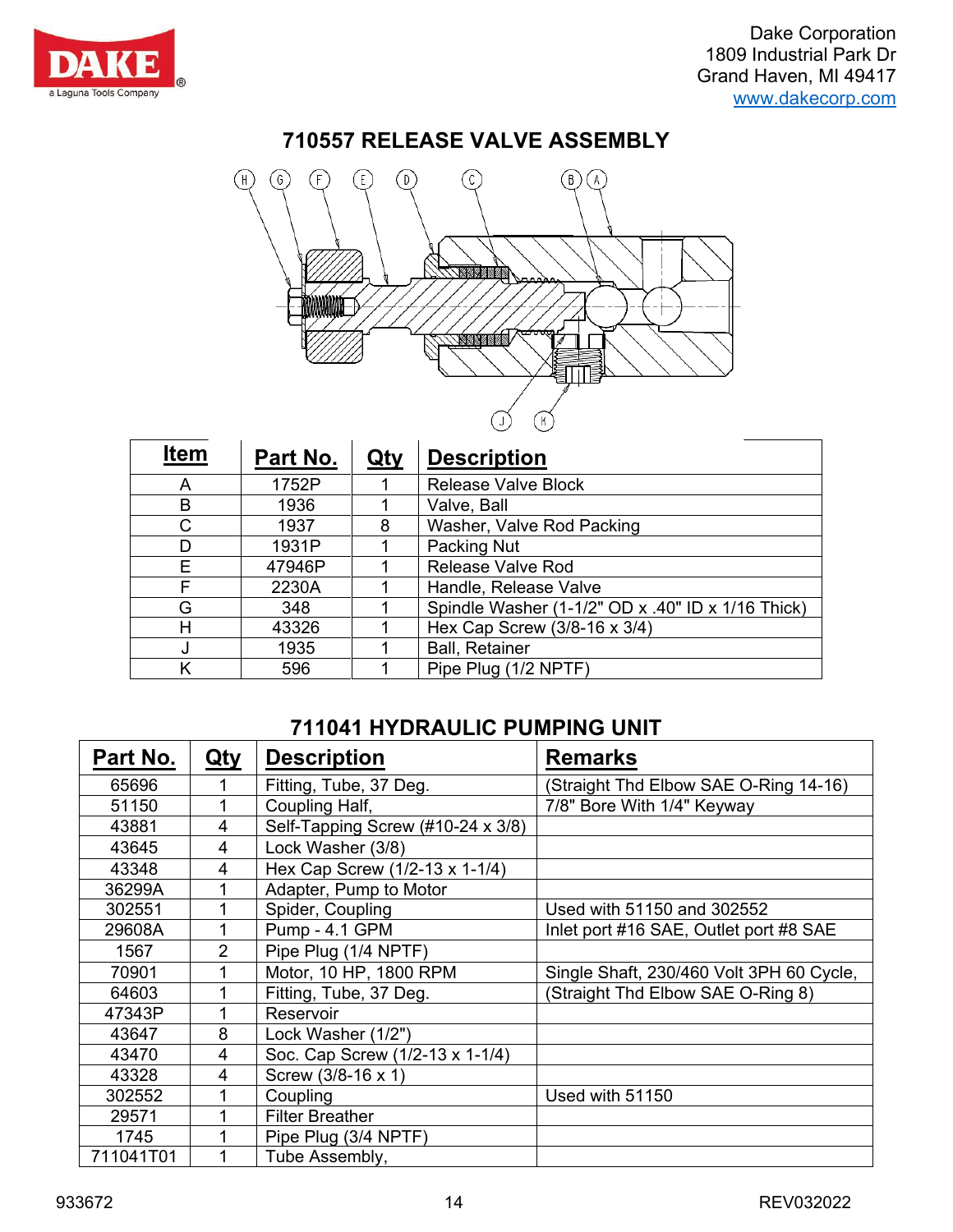Dake Corporation
1809 Industrial Park Dr
Grand Haven, MI 49417
www.dakecorp.com

## 710557 RELEASE VALVE ASSEMBLY

| Item | Part No. | Qty | Description |
|---|---|---|---|
| A | 1752P | 1 | Release Valve Block |
| B | 1936 | 1 | Valve, Ball |
| C | 1937 | 8 | Washer, Valve Rod Packing |
| D | 1931P | 1 | Packing Nut |
| E | 47946P | 1 | Release Valve Rod |
| F | 2230A | 1 | Handle, Release Valve |
| G | 348 | 1 | Spindle Washer (1-1/2" OD x .40" ID x 1/16 Thick) |
| H | 43326 | 1 | Hex Cap Screw (3/8-16 x 3/4) |
| J | 1935 | 1 | Ball, Retainer |
| K | 596 | 1 | Pipe Plug (1/2 NPTF) |

## 711041 HYDRAULIC PUMPING UNIT

| Part No. | Qty | Description | Remarks |
|---|---|---|---|
| 65696 | 1 | Fitting, Tube, 37 Deg. | (Straight Thd Elbow SAE O-Ring 14-16) |
| 51150 | 1 | Coupling Half, | 7/8" Bore With 1/4" Keyway |
| 43881 | 4 | Self-Tapping Screw (#10-24 x 3/8) | |
| 43645 | 4 | Lock Washer (3/8) | |
| 43348 | 4 | Hex Cap Screw (1/2-13 x 1-1/4) | |
| 36299A | 1 | Adapter, Pump to Motor | |
| 302551 | 1 | Spider, Coupling | Used with 51150 and 302552 |
| 29608A | 1 | Pump - 4.1 GPM | Inlet port #16 SAE, Outlet port #8 SAE |
| 1567 | 2 | Pipe Plug (1/4 NPTF) | |
| 70901 | 1 | Motor, 10 HP, 1800 RPM | Single Shaft, 230/460 Volt 3PH 60 Cycle, |
| 64603 | 1 | Fitting, Tube, 37 Deg. | (Straight Thd Elbow SAE O-Ring 8) |
| 47343P | 1 | Reservoir | |
| 43647 | 8 | Lock Washer (1/2") | |
| 43470 | 4 | Soc. Cap Screw (1/2-13 x 1-1/4) | |
| 43328 | 4 | Screw (3/8-16 x 1) | |
| 302552 | 1 | Coupling | Used with 51150 |
| 29571 | 1 | Filter Breather | |
| 1745 | 1 | Pipe Plug (3/4 NPTF) | |
| 711041T01 | 1 | Tube Assembly, | |

933672 REV032022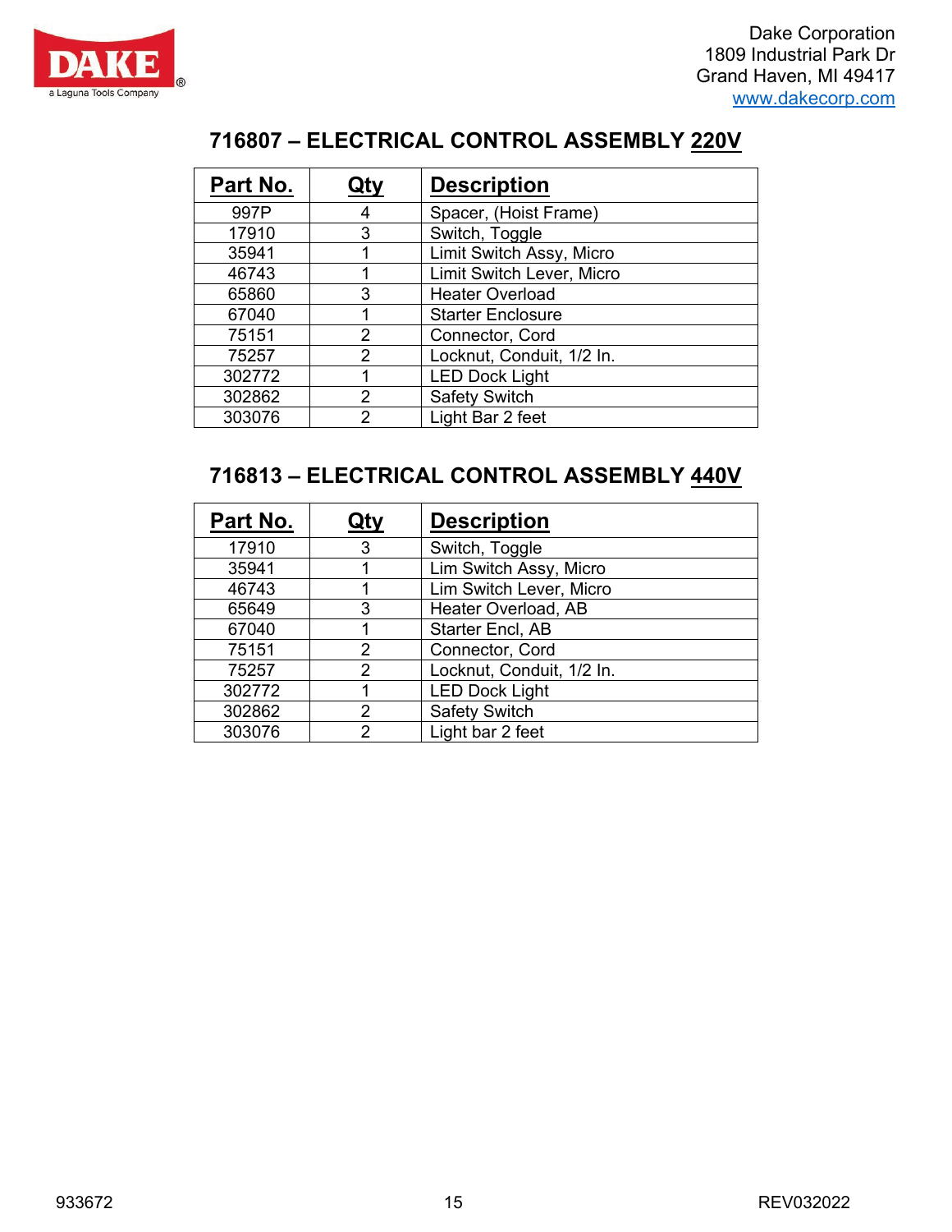Dake Corporation
1809 Industrial Park Dr
Grand Haven, MI 49417
www.dakecorp.com

## 716807 – ELECTRICAL CONTROL ASSEMBLY 220V

| Part No. | Qty | Description |
|---|---|---|
| 997P | 4 | Spacer, (Hoist Frame) |
| 17910 | 3 | Switch, Toggle |
| 35941 | 1 | Limit Switch Assy, Micro |
| 46743 | 1 | Limit Switch Lever, Micro |
| 65860 | 3 | Heater Overload |
| 67040 | 1 | Starter Enclosure |
| 75151 | 2 | Connector, Cord |
| 75257 | 2 | Locknut, Conduit, 1/2 In. |
| 302772 | 1 | LED Dock Light |
| 302862 | 2 | Safety Switch |
| 303076 | 2 | Light Bar 2 feet |

## 716813 – ELECTRICAL CONTROL ASSEMBLY 440V

| Part No. | Qty | Description |
|---|---|---|
| 17910 | 3 | Switch, Toggle |
| 35941 | 1 | Lim Switch Assy, Micro |
| 46743 | 1 | Lim Switch Lever, Micro |
| 65649 | 3 | Heater Overload, AB |
| 67040 | 1 | Starter Encl, AB |
| 75151 | 2 | Connector, Cord |
| 75257 | 2 | Locknut, Conduit, 1/2 In. |
| 302772 | 1 | LED Dock Light |
| 302862 | 2 | Safety Switch |
| 303076 | 2 | Light bar 2 feet |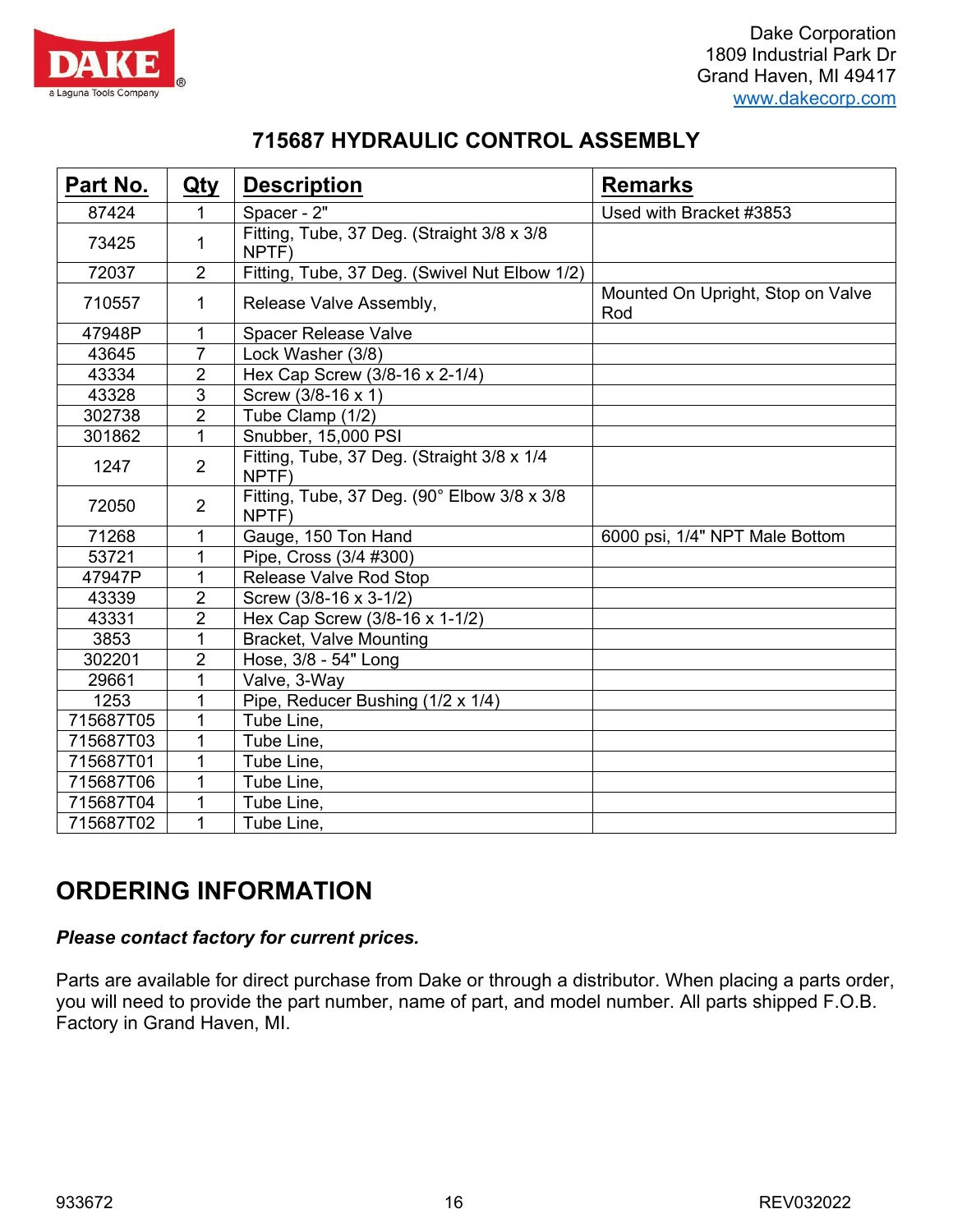Dake Corporation
1809 Industrial Park Dr
Grand Haven, MI 49417
www.dakecorp.com

## 715687 HYDRAULIC CONTROL ASSEMBLY

| Part No. | Qty | Description | Remarks |
|---|---|---|---|
| 87424 | 1 | Spacer - 2" | Used with Bracket #3853 |
| 73425 | 1 | Fitting, Tube, 37 Deg. (Straight 3/8 x 3/8 NPTF) | |
| 72037 | 2 | Fitting, Tube, 37 Deg. (Swivel Nut Elbow 1/2) | |
| 710557 | 1 | Release Valve Assembly, | Mounted On Upright, Stop on Valve Rod |
| 47948P | 1 | Spacer Release Valve | |
| 43645 | 7 | Lock Washer (3/8) | |
| 43334 | 2 | Hex Cap Screw (3/8-16 x 2-1/4) | |
| 43328 | 3 | Screw (3/8-16 x 1) | |
| 302738 | 2 | Tube Clamp (1/2) | |
| 301862 | 1 | Snubber, 15,000 PSI | |
| 1247 | 2 | Fitting, Tube, 37 Deg. (Straight 3/8 x 1/4 NPTF) | |
| 72050 | 2 | Fitting, Tube, 37 Deg. (90° Elbow 3/8 x 3/8 NPTF) | |
| 71268 | 1 | Gauge, 150 Ton Hand | 6000 psi, 1/4" NPT Male Bottom |
| 53721 | 1 | Pipe, Cross (3/4 #300) | |
| 47947P | 1 | Release Valve Rod Stop | |
| 43339 | 2 | Screw (3/8-16 x 3-1/2) | |
| 43331 | 2 | Hex Cap Screw (3/8-16 x 1-1/2) | |
| 3853 | 1 | Bracket, Valve Mounting | |
| 302201 | 2 | Hose, 3/8 - 54" Long | |
| 29661 | 1 | Valve, 3-Way | |
| 1253 | 1 | Pipe, Reducer Bushing (1/2 x 1/4) | |
| 715687T05 | 1 | Tube Line, | |
| 715687T03 | 1 | Tube Line, | |
| 715687T01 | 1 | Tube Line, | |
| 715687T06 | 1 | Tube Line, | |
| 715687T04 | 1 | Tube Line, | |
| 715687T02 | 1 | Tube Line, | |

## ORDERING INFORMATION

***Please contact factory for current prices.***

Parts are available for direct purchase from Dake or through a distributor. When placing a parts order, you will need to provide the part number, name of part, and model number. All parts shipped F.O.B. Factory in Grand Haven, MI.